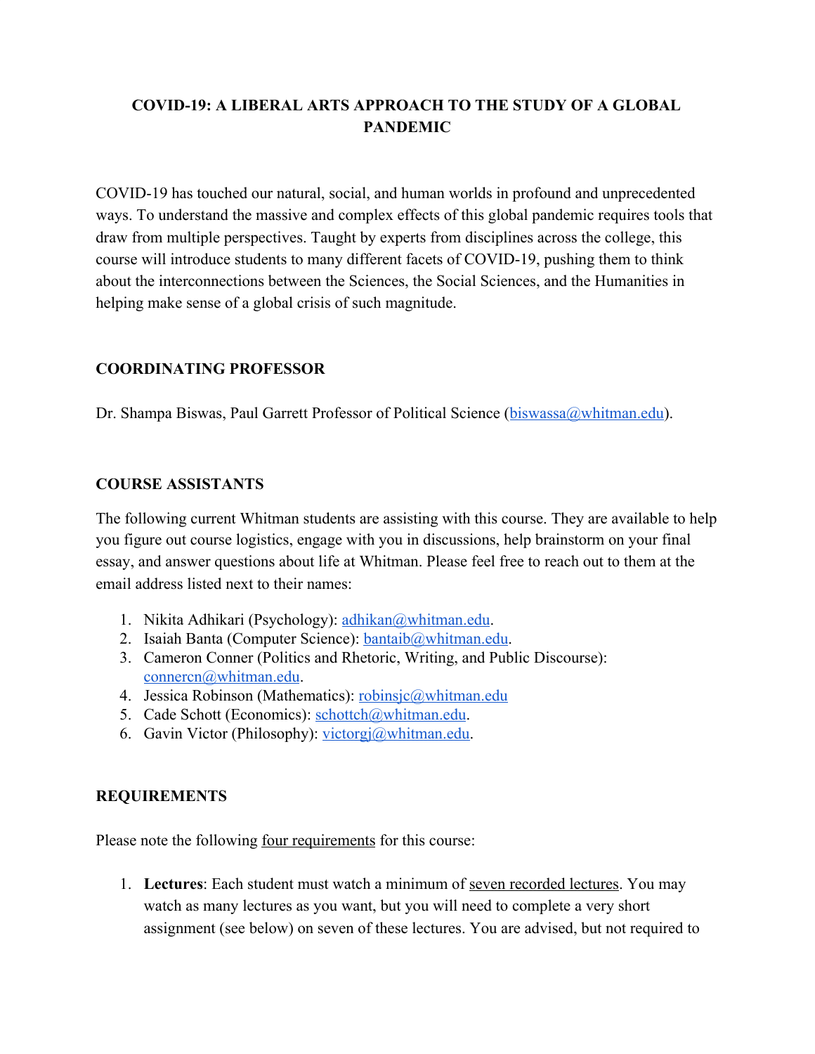# COVID-19: A LIBERAL ARTS APPROACH TO THE STUDY OF A GLOBAL PANDEMIC

COVID-19 has touched our natural, social, and human worlds in profound and unprecedented ways. To understand the massive and complex effects of this global pandemic requires tools that draw from multiple perspectives. Taught by experts from disciplines across the college, this course will introduce students to many different facets of COVID-19, pushing them to think about the interconnections between the Sciences, the Social Sciences, and the Humanities in helping make sense of a global crisis of such magnitude.

## COORDINATING PROFESSOR

Dr. Shampa Biswas, Paul Garrett Professor of Political Science (biswassa@whitman.edu).

## COURSE ASSISTANTS

The following current Whitman students are assisting with this course. They are available to help you figure out course logistics, engage with you in discussions, help brainstorm on your final essay, and answer questions about life at Whitman. Please feel free to reach out to them at the email address listed next to their names:

1. Nikita Adhikari (Psychology): adhikan@whitman.edu.
2. Isaiah Banta (Computer Science): bantaib@whitman.edu.
3. Cameron Conner (Politics and Rhetoric, Writing, and Public Discourse): connercn@whitman.edu.
4. Jessica Robinson (Mathematics): robinsjc@whitman.edu
5. Cade Schott (Economics): schottch@whitman.edu.
6. Gavin Victor (Philosophy): victorgj@whitman.edu.

## REQUIREMENTS

Please note the following four requirements for this course:

1. **Lectures**: Each student must watch a minimum of seven recorded lectures. You may watch as many lectures as you want, but you will need to complete a very short assignment (see below) on seven of these lectures. You are advised, but not required to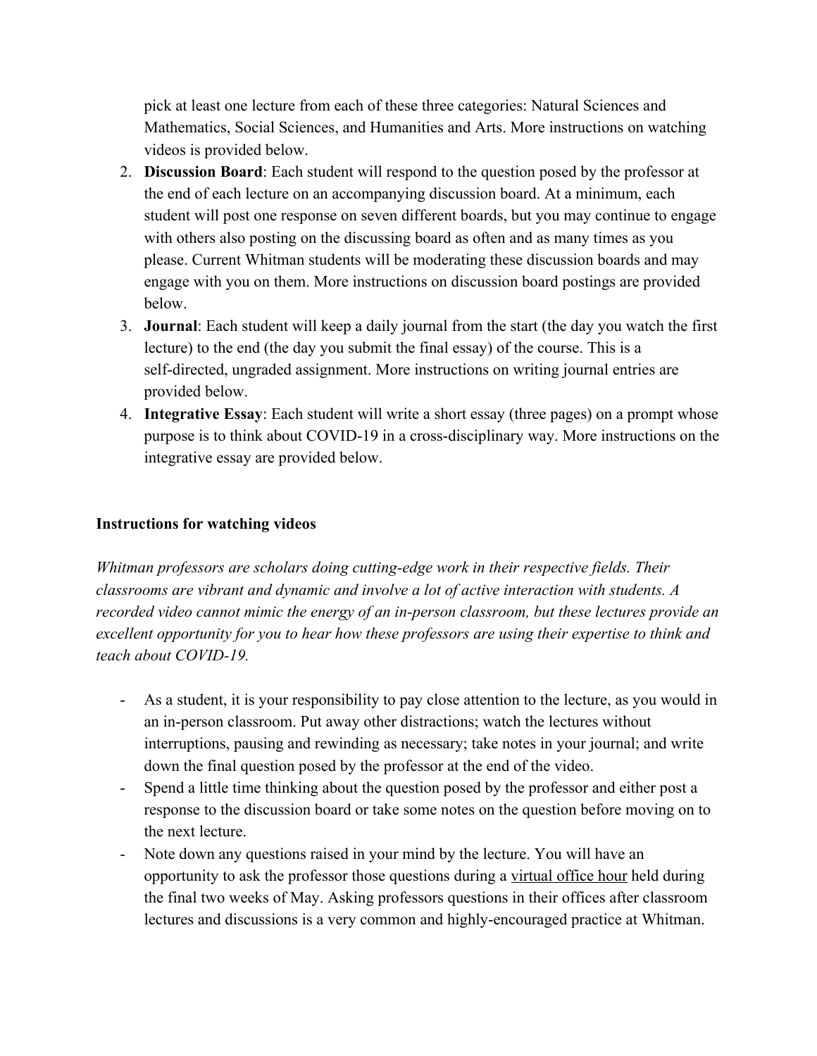pick at least one lecture from each of these three categories: Natural Sciences and Mathematics, Social Sciences, and Humanities and Arts. More instructions on watching videos is provided below.

2. **Discussion Board**: Each student will respond to the question posed by the professor at the end of each lecture on an accompanying discussion board. At a minimum, each student will post one response on seven different boards, but you may continue to engage with others also posting on the discussing board as often and as many times as you please. Current Whitman students will be moderating these discussion boards and may engage with you on them. More instructions on discussion board postings are provided below.
3. **Journal**: Each student will keep a daily journal from the start (the day you watch the first lecture) to the end (the day you submit the final essay) of the course. This is a self-directed, ungraded assignment. More instructions on writing journal entries are provided below.
4. **Integrative Essay**: Each student will write a short essay (three pages) on a prompt whose purpose is to think about COVID-19 in a cross-disciplinary way. More instructions on the integrative essay are provided below.

### Instructions for watching videos

*Whitman professors are scholars doing cutting-edge work in their respective fields. Their classrooms are vibrant and dynamic and involve a lot of active interaction with students. A recorded video cannot mimic the energy of an in-person classroom, but these lectures provide an excellent opportunity for you to hear how these professors are using their expertise to think and teach about COVID-19.*

- As a student, it is your responsibility to pay close attention to the lecture, as you would in an in-person classroom. Put away other distractions; watch the lectures without interruptions, pausing and rewinding as necessary; take notes in your journal; and write down the final question posed by the professor at the end of the video.
- Spend a little time thinking about the question posed by the professor and either post a response to the discussion board or take some notes on the question before moving on to the next lecture.
- Note down any questions raised in your mind by the lecture. You will have an opportunity to ask the professor those questions during a virtual office hour held during the final two weeks of May. Asking professors questions in their offices after classroom lectures and discussions is a very common and highly-encouraged practice at Whitman.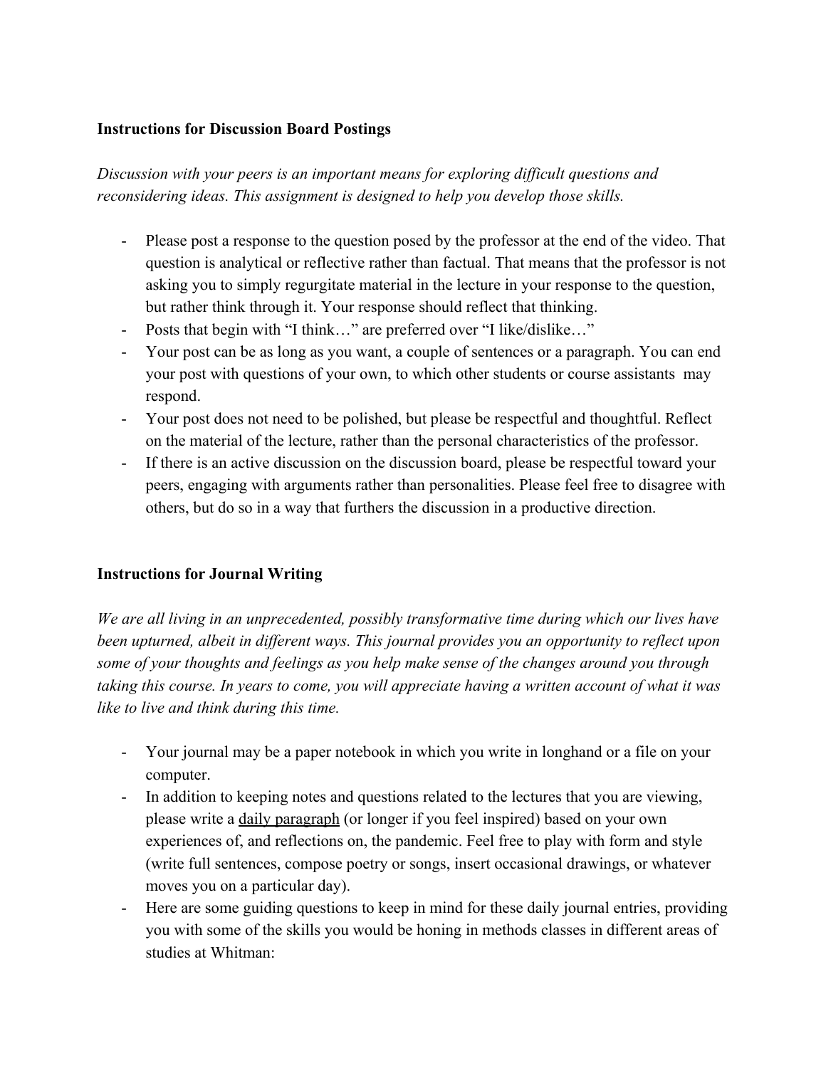**Instructions for Discussion Board Postings**

*Discussion with your peers is an important means for exploring difficult questions and reconsidering ideas. This assignment is designed to help you develop those skills.*

- Please post a response to the question posed by the professor at the end of the video. That question is analytical or reflective rather than factual. That means that the professor is not asking you to simply regurgitate material in the lecture in your response to the question, but rather think through it. Your response should reflect that thinking.
- Posts that begin with "I think…" are preferred over "I like/dislike…"
- Your post can be as long as you want, a couple of sentences or a paragraph. You can end your post with questions of your own, to which other students or course assistants may respond.
- Your post does not need to be polished, but please be respectful and thoughtful. Reflect on the material of the lecture, rather than the personal characteristics of the professor.
- If there is an active discussion on the discussion board, please be respectful toward your peers, engaging with arguments rather than personalities. Please feel free to disagree with others, but do so in a way that furthers the discussion in a productive direction.

**Instructions for Journal Writing**

*We are all living in an unprecedented, possibly transformative time during which our lives have been upturned, albeit in different ways. This journal provides you an opportunity to reflect upon some of your thoughts and feelings as you help make sense of the changes around you through taking this course. In years to come, you will appreciate having a written account of what it was like to live and think during this time.*

- Your journal may be a paper notebook in which you write in longhand or a file on your computer.
- In addition to keeping notes and questions related to the lectures that you are viewing, please write a <u>daily paragraph</u> (or longer if you feel inspired) based on your own experiences of, and reflections on, the pandemic. Feel free to play with form and style (write full sentences, compose poetry or songs, insert occasional drawings, or whatever moves you on a particular day).
- Here are some guiding questions to keep in mind for these daily journal entries, providing you with some of the skills you would be honing in methods classes in different areas of studies at Whitman: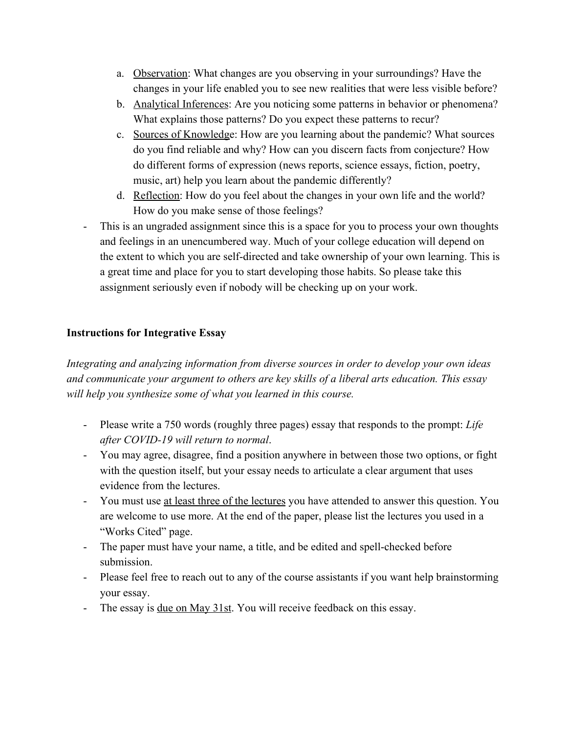a. Observation: What changes are you observing in your surroundings? Have the changes in your life enabled you to see new realities that were less visible before?
b. Analytical Inferences: Are you noticing some patterns in behavior or phenomena? What explains those patterns? Do you expect these patterns to recur?
c. Sources of Knowledge: How are you learning about the pandemic? What sources do you find reliable and why? How can you discern facts from conjecture? How do different forms of expression (news reports, science essays, fiction, poetry, music, art) help you learn about the pandemic differently?
d. Reflection: How do you feel about the changes in your own life and the world? How do you make sense of those feelings?

- This is an ungraded assignment since this is a space for you to process your own thoughts and feelings in an unencumbered way. Much of your college education will depend on the extent to which you are self-directed and take ownership of your own learning. This is a great time and place for you to start developing those habits. So please take this assignment seriously even if nobody will be checking up on your work.

**Instructions for Integrative Essay**

*Integrating and analyzing information from diverse sources in order to develop your own ideas and communicate your argument to others are key skills of a liberal arts education. This essay will help you synthesize some of what you learned in this course.*

- Please write a 750 words (roughly three pages) essay that responds to the prompt: *Life after COVID-19 will return to normal*.
- You may agree, disagree, find a position anywhere in between those two options, or fight with the question itself, but your essay needs to articulate a clear argument that uses evidence from the lectures.
- You must use at least three of the lectures you have attended to answer this question. You are welcome to use more. At the end of the paper, please list the lectures you used in a "Works Cited" page.
- The paper must have your name, a title, and be edited and spell-checked before submission.
- Please feel free to reach out to any of the course assistants if you want help brainstorming your essay.
- The essay is due on May 31st. You will receive feedback on this essay.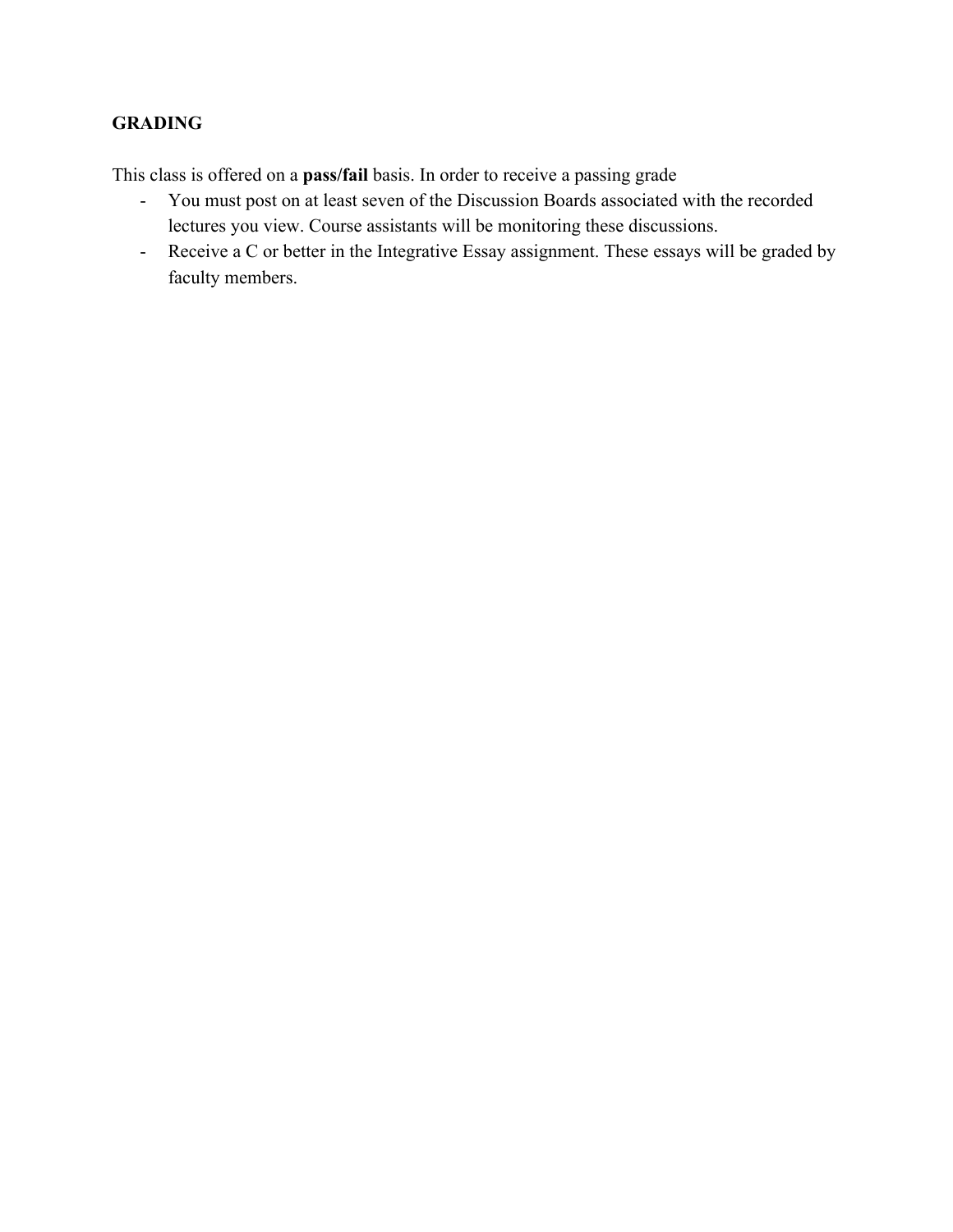**GRADING**

This class is offered on a **pass/fail** basis. In order to receive a passing grade

- You must post on at least seven of the Discussion Boards associated with the recorded lectures you view. Course assistants will be monitoring these discussions.
- Receive a C or better in the Integrative Essay assignment. These essays will be graded by faculty members.